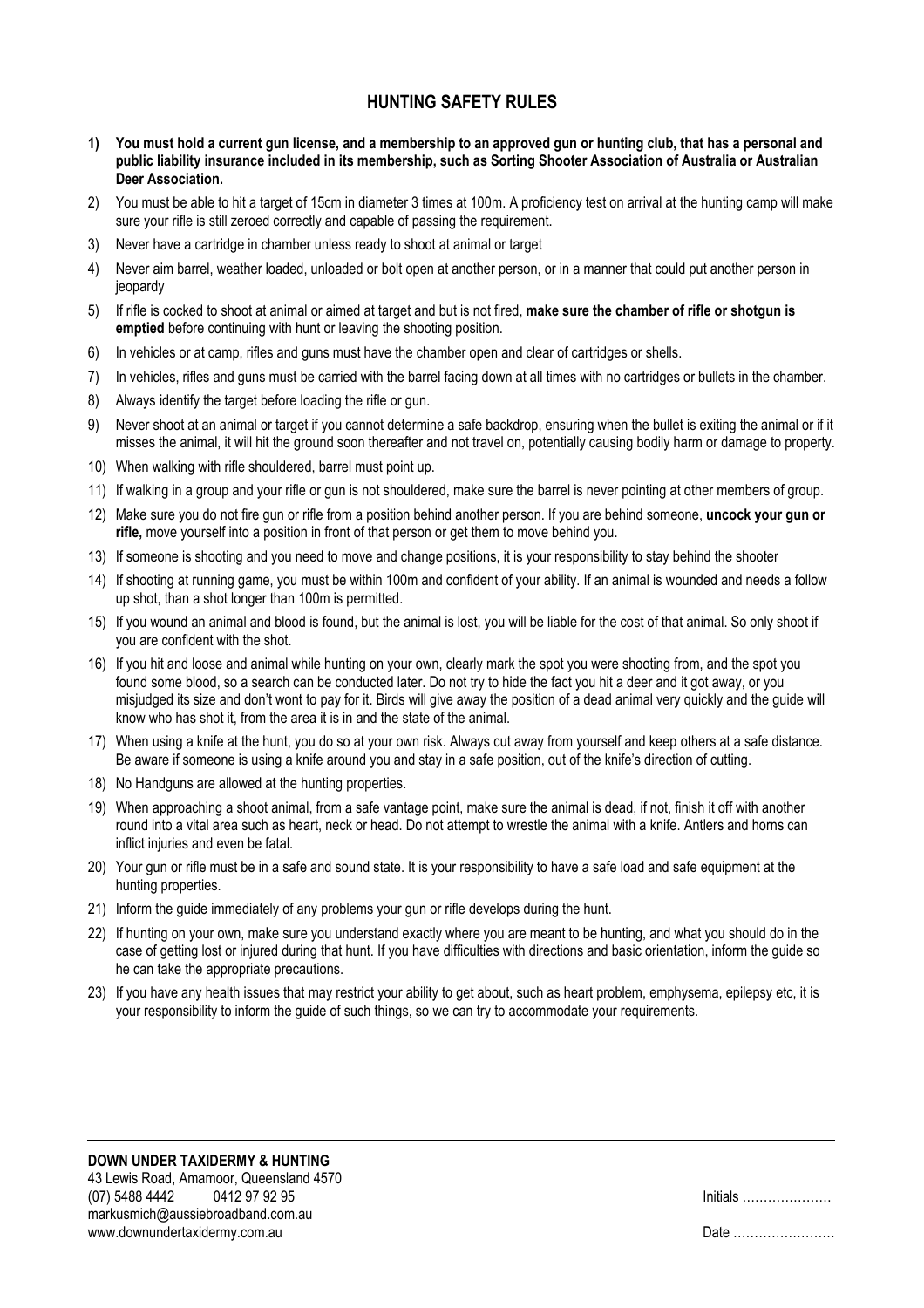## HUNTING SAFETY RULES

1) **You must hold a current gun license, and a membership to an approved gun or hunting club, that has a personal and public liability insurance included in its membership, such as Sorting Shooter Association of Australia or Australian Deer Association.**
2) You must be able to hit a target of 15cm in diameter 3 times at 100m. A proficiency test on arrival at the hunting camp will make sure your rifle is still zeroed correctly and capable of passing the requirement.
3) Never have a cartridge in chamber unless ready to shoot at animal or target
4) Never aim barrel, weather loaded, unloaded or bolt open at another person, or in a manner that could put another person in jeopardy
5) If rifle is cocked to shoot at animal or aimed at target and but is not fired, **make sure the chamber of rifle or shotgun is emptied** before continuing with hunt or leaving the shooting position.
6) In vehicles or at camp, rifles and guns must have the chamber open and clear of cartridges or shells.
7) In vehicles, rifles and guns must be carried with the barrel facing down at all times with no cartridges or bullets in the chamber.
8) Always identify the target before loading the rifle or gun.
9) Never shoot at an animal or target if you cannot determine a safe backdrop, ensuring when the bullet is exiting the animal or if it misses the animal, it will hit the ground soon thereafter and not travel on, potentially causing bodily harm or damage to property.
10) When walking with rifle shouldered, barrel must point up.
11) If walking in a group and your rifle or gun is not shouldered, make sure the barrel is never pointing at other members of group.
12) Make sure you do not fire gun or rifle from a position behind another person. If you are behind someone, **uncock your gun or rifle,** move yourself into a position in front of that person or get them to move behind you.
13) If someone is shooting and you need to move and change positions, it is your responsibility to stay behind the shooter
14) If shooting at running game, you must be within 100m and confident of your ability. If an animal is wounded and needs a follow up shot, than a shot longer than 100m is permitted.
15) If you wound an animal and blood is found, but the animal is lost, you will be liable for the cost of that animal. So only shoot if you are confident with the shot.
16) If you hit and loose and animal while hunting on your own, clearly mark the spot you were shooting from, and the spot you found some blood, so a search can be conducted later. Do not try to hide the fact you hit a deer and it got away, or you misjudged its size and don't wont to pay for it. Birds will give away the position of a dead animal very quickly and the guide will know who has shot it, from the area it is in and the state of the animal.
17) When using a knife at the hunt, you do so at your own risk. Always cut away from yourself and keep others at a safe distance. Be aware if someone is using a knife around you and stay in a safe position, out of the knife's direction of cutting.
18) No Handguns are allowed at the hunting properties.
19) When approaching a shoot animal, from a safe vantage point, make sure the animal is dead, if not, finish it off with another round into a vital area such as heart, neck or head. Do not attempt to wrestle the animal with a knife. Antlers and horns can inflict injuries and even be fatal.
20) Your gun or rifle must be in a safe and sound state. It is your responsibility to have a safe load and safe equipment at the hunting properties.
21) Inform the guide immediately of any problems your gun or rifle develops during the hunt.
22) If hunting on your own, make sure you understand exactly where you are meant to be hunting, and what you should do in the case of getting lost or injured during that hunt. If you have difficulties with directions and basic orientation, inform the guide so he can take the appropriate precautions.
23) If you have any health issues that may restrict your ability to get about, such as heart problem, emphysema, epilepsy etc, it is your responsibility to inform the guide of such things, so we can try to accommodate your requirements.

---

**DOWN UNDER TAXIDERMY & HUNTING**
43 Lewis Road, Amamoor, Queensland 4570
(07) 5488 4442 0412 97 92 95
markusmich@aussiebroadband.com.au
www.downundertaxidermy.com.au

Initials …………………

Date ……………………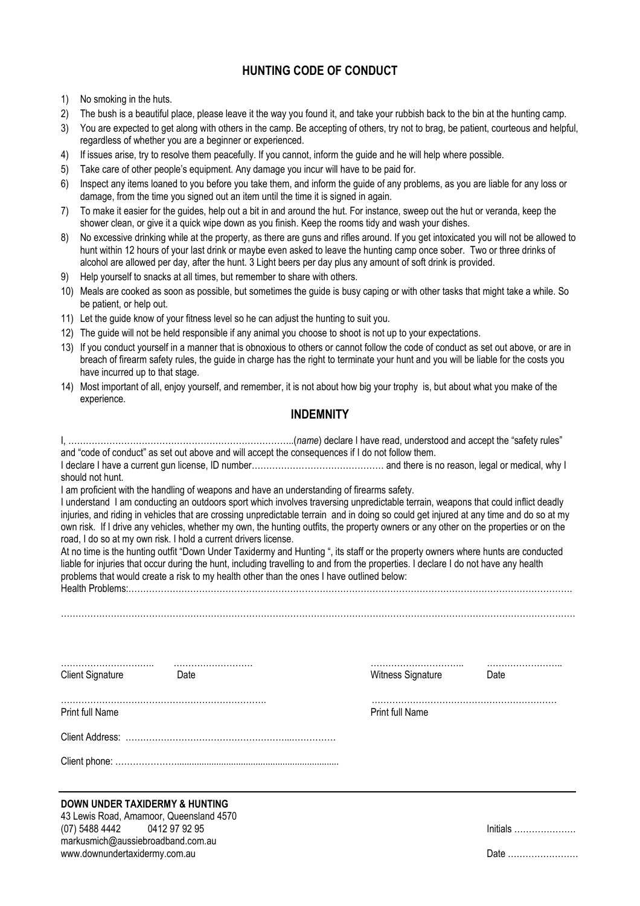## HUNTING CODE OF CONDUCT

1) No smoking in the huts.
2) The bush is a beautiful place, please leave it the way you found it, and take your rubbish back to the bin at the hunting camp.
3) You are expected to get along with others in the camp. Be accepting of others, try not to brag, be patient, courteous and helpful, regardless of whether you are a beginner or experienced.
4) If issues arise, try to resolve them peacefully. If you cannot, inform the guide and he will help where possible.
5) Take care of other people's equipment. Any damage you incur will have to be paid for.
6) Inspect any items loaned to you before you take them, and inform the guide of any problems, as you are liable for any loss or damage, from the time you signed out an item until the time it is signed in again.
7) To make it easier for the guides, help out a bit in and around the hut. For instance, sweep out the hut or veranda, keep the shower clean, or give it a quick wipe down as you finish. Keep the rooms tidy and wash your dishes.
8) No excessive drinking while at the property, as there are guns and rifles around. If you get intoxicated you will not be allowed to hunt within 12 hours of your last drink or maybe even asked to leave the hunting camp once sober. Two or three drinks of alcohol are allowed per day, after the hunt. 3 Light beers per day plus any amount of soft drink is provided.
9) Help yourself to snacks at all times, but remember to share with others.
10) Meals are cooked as soon as possible, but sometimes the guide is busy caping or with other tasks that might take a while. So be patient, or help out.
11) Let the guide know of your fitness level so he can adjust the hunting to suit you.
12) The guide will not be held responsible if any animal you choose to shoot is not up to your expectations.
13) If you conduct yourself in a manner that is obnoxious to others or cannot follow the code of conduct as set out above, or are in breach of firearm safety rules, the guide in charge has the right to terminate your hunt and you will be liable for the costs you have incurred up to that stage.
14) Most important of all, enjoy yourself, and remember, it is not about how big your trophy is, but about what you make of the experience.

## INDEMNITY

I, …………………………………………………………………..(*name*) declare I have read, understood and accept the "safety rules" and "code of conduct" as set out above and will accept the consequences if I do not follow them.

I declare I have a current gun license, ID number……………………………………… and there is no reason, legal or medical, why I should not hunt.

I am proficient with the handling of weapons and have an understanding of firearms safety.

I understand I am conducting an outdoors sport which involves traversing unpredictable terrain, weapons that could inflict deadly injuries, and riding in vehicles that are crossing unpredictable terrain and in doing so could get injured at any time and do so at my own risk. If I drive any vehicles, whether my own, the hunting outfits, the property owners or any other on the properties or on the road, I do so at my own risk. I hold a current drivers license.

At no time is the hunting outfit "Down Under Taxidermy and Hunting ", its staff or the property owners where hunts are conducted liable for injuries that occur during the hunt, including travelling to and from the properties. I declare I do not have any health problems that would create a risk to my health other than the ones I have outlined below:

Health Problems:………………………………………………………………………………………………………………………………

……………………………………………………………………………………………………………………………………………………

………………………… ……………………… ………………………… ……………………
Client Signature Date Witness Signature Date

……………………………………………………………. ………………………………………………………
Print full Name Print full Name

Client Address: ……………………………………………….……………

Client phone: …………………...........................................................................

**DOWN UNDER TAXIDERMY & HUNTING**
43 Lewis Road, Amamoor, Queensland 4570
(07) 5488 4442 0412 97 92 95
markusmich@aussiebroadband.com.au
www.downundertaxidermy.com.au

Initials …………………

Date ……………………